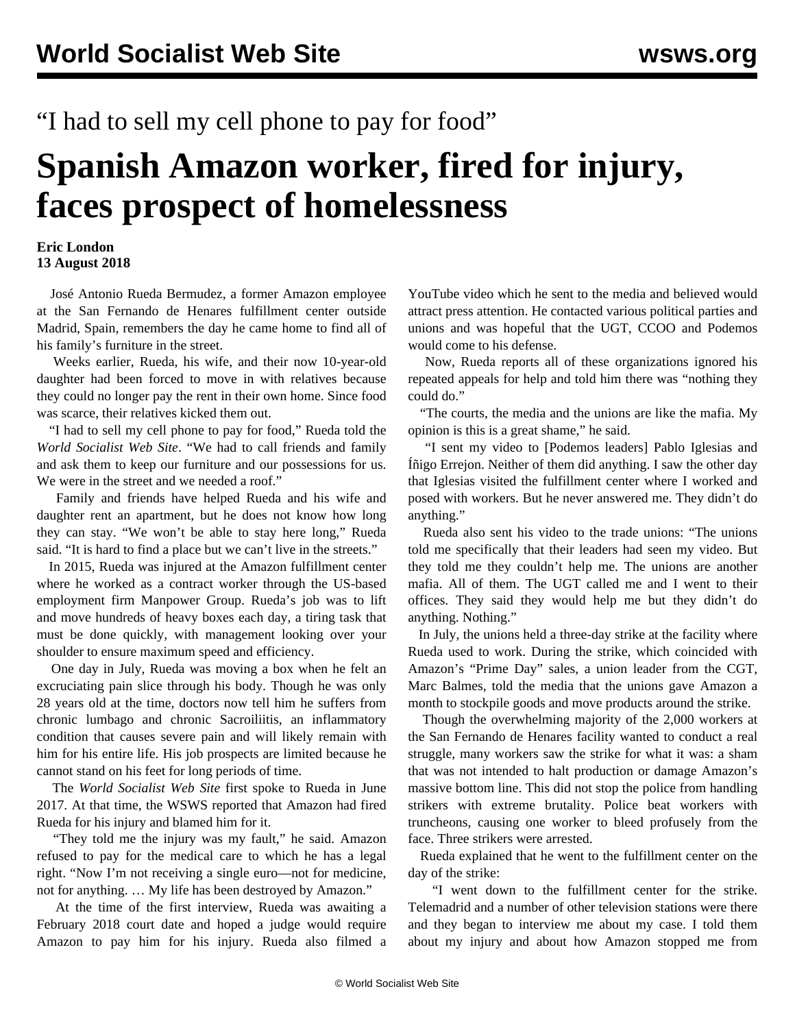“I had to sell my cell phone to pay for food”

# Spanish Amazon worker, fired for injury, faces prospect of homelessness

**Eric London**
**13 August 2018**

José Antonio Rueda Bermudez, a former Amazon employee at the San Fernando de Henares fulfillment center outside Madrid, Spain, remembers the day he came home to find all of his family’s furniture in the street.

Weeks earlier, Rueda, his wife, and their now 10-year-old daughter had been forced to move in with relatives because they could no longer pay the rent in their own home. Since food was scarce, their relatives kicked them out.

“I had to sell my cell phone to pay for food,” Rueda told the *World Socialist Web Site*. “We had to call friends and family and ask them to keep our furniture and our possessions for us. We were in the street and we needed a roof.”

Family and friends have helped Rueda and his wife and daughter rent an apartment, but he does not know how long they can stay. “We won’t be able to stay here long,” Rueda said. “It is hard to find a place but we can’t live in the streets.”

In 2015, Rueda was injured at the Amazon fulfillment center where he worked as a contract worker through the US-based employment firm Manpower Group. Rueda’s job was to lift and move hundreds of heavy boxes each day, a tiring task that must be done quickly, with management looking over your shoulder to ensure maximum speed and efficiency.

One day in July, Rueda was moving a box when he felt an excruciating pain slice through his body. Though he was only 28 years old at the time, doctors now tell him he suffers from chronic lumbago and chronic Sacroiliitis, an inflammatory condition that causes severe pain and will likely remain with him for his entire life. His job prospects are limited because he cannot stand on his feet for long periods of time.

The *World Socialist Web Site* first spoke to Rueda in June 2017. At that time, the WSWS reported that Amazon had fired Rueda for his injury and blamed him for it.

“They told me the injury was my fault,” he said. Amazon refused to pay for the medical care to which he has a legal right. “Now I’m not receiving a single euro—not for medicine, not for anything. … My life has been destroyed by Amazon.”

At the time of the first interview, Rueda was awaiting a February 2018 court date and hoped a judge would require Amazon to pay him for his injury. Rueda also filmed a YouTube video which he sent to the media and believed would attract press attention. He contacted various political parties and unions and was hopeful that the UGT, CCOO and Podemos would come to his defense.

Now, Rueda reports all of these organizations ignored his repeated appeals for help and told him there was “nothing they could do.”

“The courts, the media and the unions are like the mafia. My opinion is this is a great shame,” he said.

“I sent my video to [Podemos leaders] Pablo Iglesias and Íñigo Errejon. Neither of them did anything. I saw the other day that Iglesias visited the fulfillment center where I worked and posed with workers. But he never answered me. They didn’t do anything.”

Rueda also sent his video to the trade unions: “The unions told me specifically that their leaders had seen my video. But they told me they couldn’t help me. The unions are another mafia. All of them. The UGT called me and I went to their offices. They said they would help me but they didn’t do anything. Nothing.”

In July, the unions held a three-day strike at the facility where Rueda used to work. During the strike, which coincided with Amazon’s “Prime Day” sales, a union leader from the CGT, Marc Balmes, told the media that the unions gave Amazon a month to stockpile goods and move products around the strike.

Though the overwhelming majority of the 2,000 workers at the San Fernando de Henares facility wanted to conduct a real struggle, many workers saw the strike for what it was: a sham that was not intended to halt production or damage Amazon’s massive bottom line. This did not stop the police from handling strikers with extreme brutality. Police beat workers with truncheons, causing one worker to bleed profusely from the face. Three strikers were arrested.

Rueda explained that he went to the fulfillment center on the day of the strike:

“I went down to the fulfillment center for the strike. Telemadrid and a number of other television stations were there and they began to interview me about my case. I told them about my injury and about how Amazon stopped me from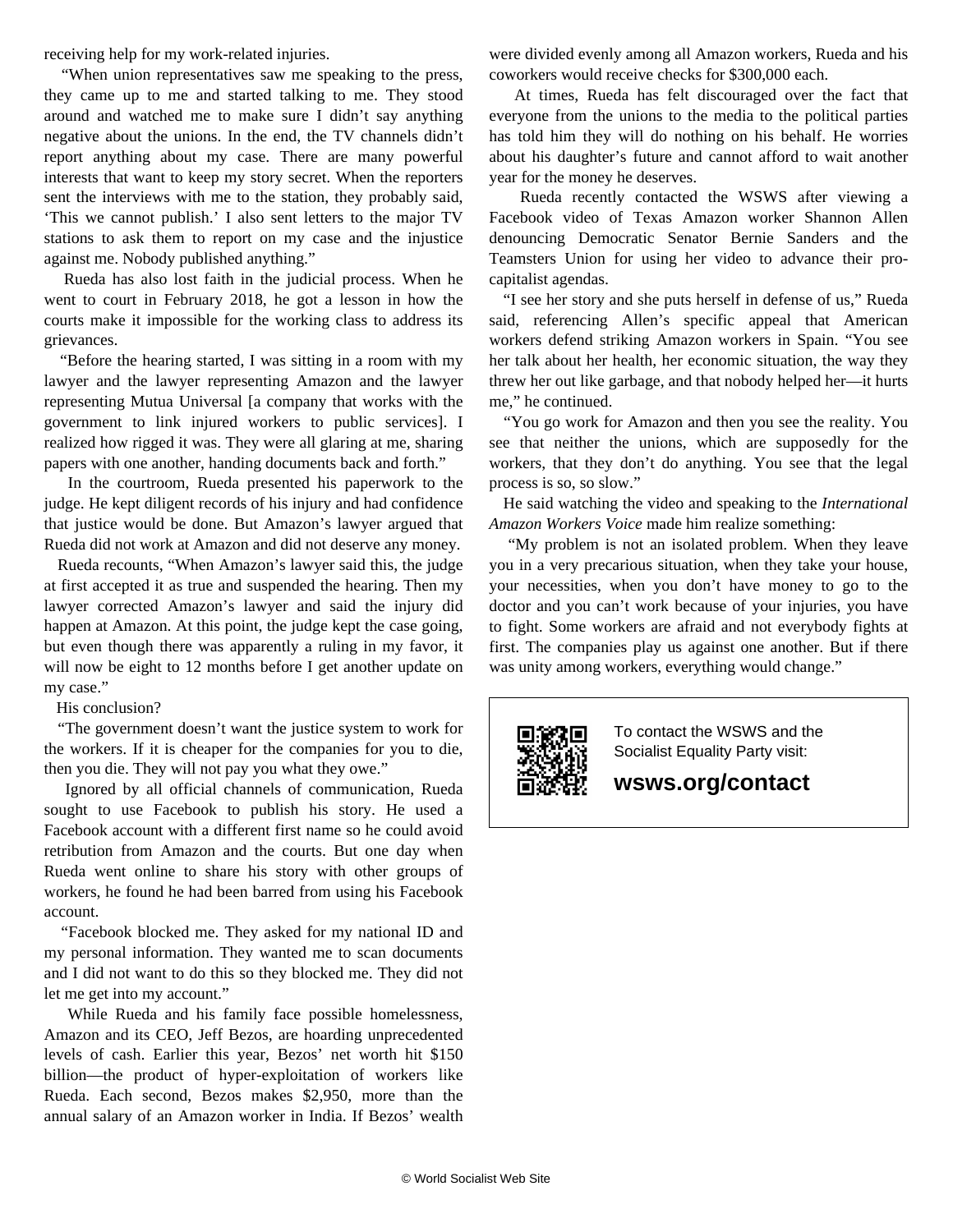receiving help for my work-related injuries.

"When union representatives saw me speaking to the press, they came up to me and started talking to me. They stood around and watched me to make sure I didn't say anything negative about the unions. In the end, the TV channels didn't report anything about my case. There are many powerful interests that want to keep my story secret. When the reporters sent the interviews with me to the station, they probably said, 'This we cannot publish.' I also sent letters to the major TV stations to ask them to report on my case and the injustice against me. Nobody published anything."

Rueda has also lost faith in the judicial process. When he went to court in February 2018, he got a lesson in how the courts make it impossible for the working class to address its grievances.

"Before the hearing started, I was sitting in a room with my lawyer and the lawyer representing Amazon and the lawyer representing Mutua Universal [a company that works with the government to link injured workers to public services]. I realized how rigged it was. They were all glaring at me, sharing papers with one another, handing documents back and forth."

In the courtroom, Rueda presented his paperwork to the judge. He kept diligent records of his injury and had confidence that justice would be done. But Amazon's lawyer argued that Rueda did not work at Amazon and did not deserve any money.

Rueda recounts, "When Amazon's lawyer said this, the judge at first accepted it as true and suspended the hearing. Then my lawyer corrected Amazon's lawyer and said the injury did happen at Amazon. At this point, the judge kept the case going, but even though there was apparently a ruling in my favor, it will now be eight to 12 months before I get another update on my case."

His conclusion?

"The government doesn't want the justice system to work for the workers. If it is cheaper for the companies for you to die, then you die. They will not pay you what they owe."

Ignored by all official channels of communication, Rueda sought to use Facebook to publish his story. He used a Facebook account with a different first name so he could avoid retribution from Amazon and the courts. But one day when Rueda went online to share his story with other groups of workers, he found he had been barred from using his Facebook account.

"Facebook blocked me. They asked for my national ID and my personal information. They wanted me to scan documents and I did not want to do this so they blocked me. They did not let me get into my account."

While Rueda and his family face possible homelessness, Amazon and its CEO, Jeff Bezos, are hoarding unprecedented levels of cash. Earlier this year, Bezos' net worth hit $150 billion—the product of hyper-exploitation of workers like Rueda. Each second, Bezos makes $2,950, more than the annual salary of an Amazon worker in India. If Bezos' wealth were divided evenly among all Amazon workers, Rueda and his coworkers would receive checks for $300,000 each.

At times, Rueda has felt discouraged over the fact that everyone from the unions to the media to the political parties has told him they will do nothing on his behalf. He worries about his daughter's future and cannot afford to wait another year for the money he deserves.

Rueda recently contacted the WSWS after viewing a Facebook video of Texas Amazon worker Shannon Allen denouncing Democratic Senator Bernie Sanders and the Teamsters Union for using her video to advance their pro-capitalist agendas.

"I see her story and she puts herself in defense of us," Rueda said, referencing Allen's specific appeal that American workers defend striking Amazon workers in Spain. "You see her talk about her health, her economic situation, the way they threw her out like garbage, and that nobody helped her—it hurts me," he continued.

"You go work for Amazon and then you see the reality. You see that neither the unions, which are supposedly for the workers, that they don't do anything. You see that the legal process is so, so slow."

He said watching the video and speaking to the *International Amazon Workers Voice* made him realize something:

"My problem is not an isolated problem. When they leave you in a very precarious situation, when they take your house, your necessities, when you don't have money to go to the doctor and you can't work because of your injuries, you have to fight. Some workers are afraid and not everybody fights at first. The companies play us against one another. But if there was unity among workers, everything would change."

To contact the WSWS and the Socialist Equality Party visit:

**wsws.org/contact**